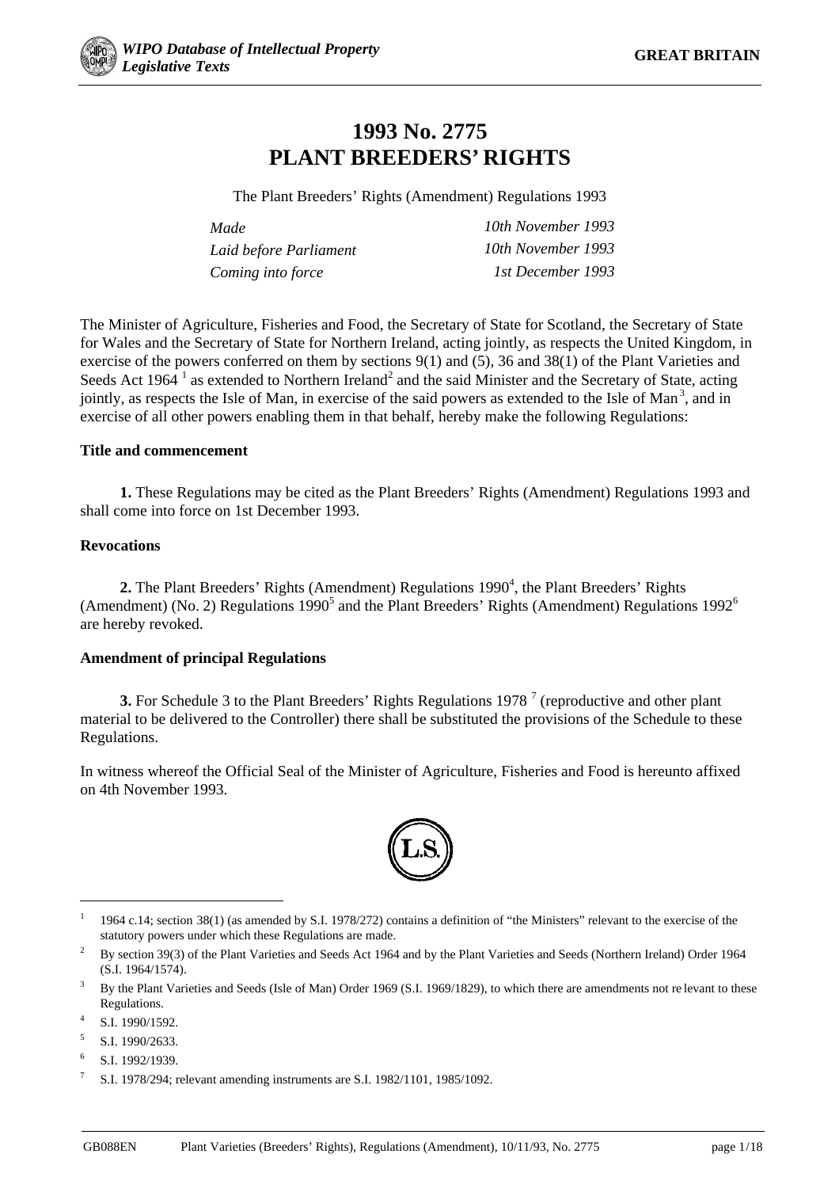# 1993 No. 2775
# PLANT BREEDERS' RIGHTS

The Plant Breeders' Rights (Amendment) Regulations 1993

| | |
|---|---|
| *Made* | *10th November 1993* |
| *Laid before Parliament* | *10th November 1993* |
| *Coming into force* | *1st December 1993* |

The Minister of Agriculture, Fisheries and Food, the Secretary of State for Scotland, the Secretary of State for Wales and the Secretary of State for Northern Ireland, acting jointly, as respects the United Kingdom, in exercise of the powers conferred on them by sections 9(1) and (5), 36 and 38(1) of the Plant Varieties and Seeds Act 1964 [1] as extended to Northern Ireland[2] and the said Minister and the Secretary of State, acting jointly, as respects the Isle of Man, in exercise of the said powers as extended to the Isle of Man[3], and in exercise of all other powers enabling them in that behalf, hereby make the following Regulations:

**Title and commencement**

**1.** These Regulations may be cited as the Plant Breeders' Rights (Amendment) Regulations 1993 and shall come into force on 1st December 1993.

**Revocations**

**2.** The Plant Breeders' Rights (Amendment) Regulations 1990[4], the Plant Breeders' Rights (Amendment) (No. 2) Regulations 1990[5] and the Plant Breeders' Rights (Amendment) Regulations 1992[6] are hereby revoked.

**Amendment of principal Regulations**

**3.** For Schedule 3 to the Plant Breeders' Rights Regulations 1978 [7] (reproductive and other plant material to be delivered to the Controller) there shall be substituted the provisions of the Schedule to these Regulations.

In witness whereof the Official Seal of the Minister of Agriculture, Fisheries and Food is hereunto affixed on 4th November 1993.

(L.S.)

---

[1] 1964 c.14; section 38(1) (as amended by S.I. 1978/272) contains a definition of "the Ministers" relevant to the exercise of the statutory powers under which these Regulations are made.

[2] By section 39(3) of the Plant Varieties and Seeds Act 1964 and by the Plant Varieties and Seeds (Northern Ireland) Order 1964 (S.I. 1964/1574).

[3] By the Plant Varieties and Seeds (Isle of Man) Order 1969 (S.I. 1969/1829), to which there are amendments not relevant to these Regulations.

[4] S.I. 1990/1592.

[5] S.I. 1990/2633.

[6] S.I. 1992/1939.

[7] S.I. 1978/294; relevant amending instruments are S.I. 1982/1101, 1985/1092.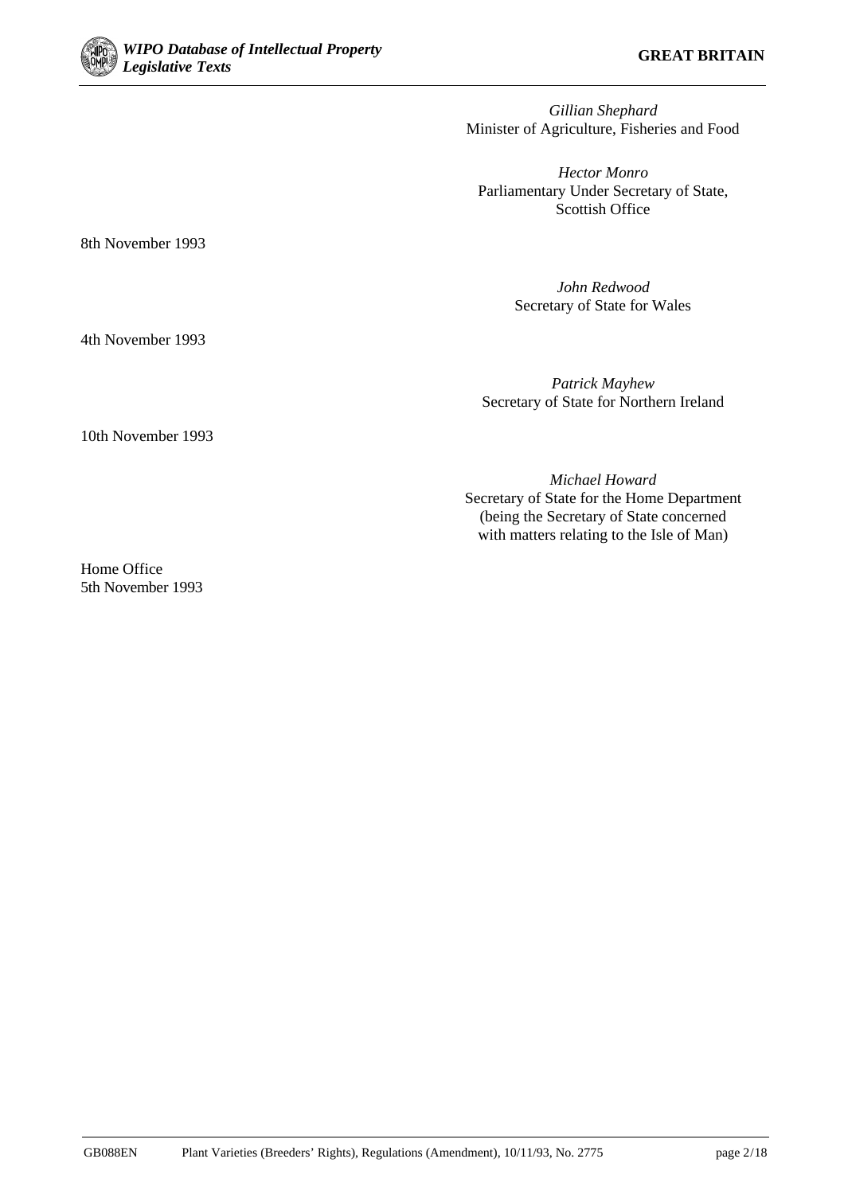*Gillian Shephard*
Minister of Agriculture, Fisheries and Food

*Hector Monro*
Parliamentary Under Secretary of State,
Scottish Office

8th November 1993

*John Redwood*
Secretary of State for Wales

4th November 1993

*Patrick Mayhew*
Secretary of State for Northern Ireland

10th November 1993

*Michael Howard*
Secretary of State for the Home Department
(being the Secretary of State concerned
with matters relating to the Isle of Man)

Home Office
5th November 1993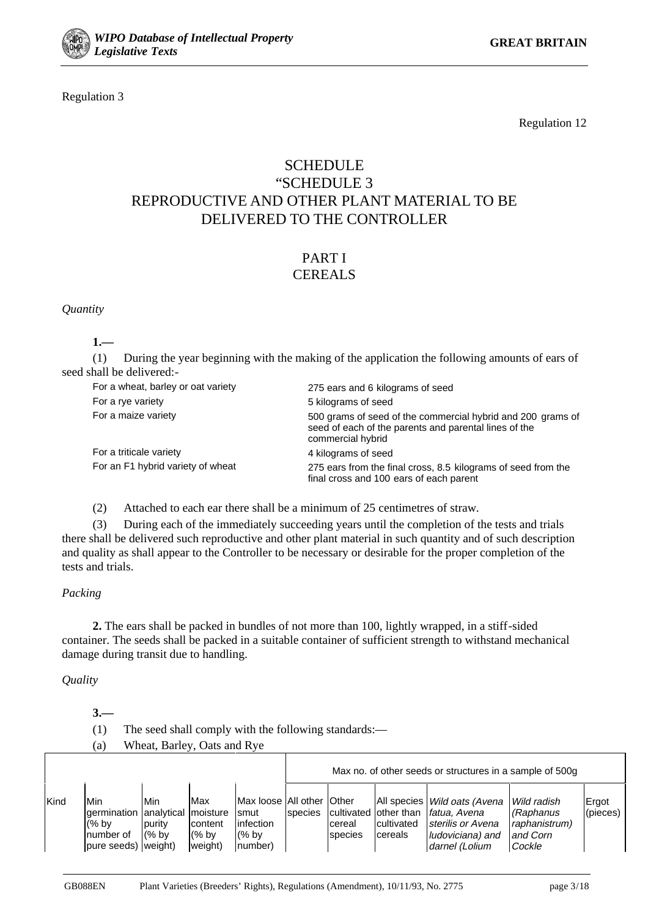Regulation 3

Regulation 12

# SCHEDULE
# "SCHEDULE 3
# REPRODUCTIVE AND OTHER PLANT MATERIAL TO BE DELIVERED TO THE CONTROLLER

## PART I
## CEREALS

*Quantity*

**1.—**

(1) During the year beginning with the making of the application the following amounts of ears of seed shall be delivered:-

| | |
|---|---|
| For a wheat, barley or oat variety | 275 ears and 6 kilograms of seed |
| For a rye variety | 5 kilograms of seed |
| For a maize variety | 500 grams of seed of the commercial hybrid and 200 grams of seed of each of the parents and parental lines of the commercial hybrid |
| For a triticale variety | 4 kilograms of seed |
| For an F1 hybrid variety of wheat | 275 ears from the final cross, 8.5 kilograms of seed from the final cross and 100 ears of each parent |

(2) Attached to each ear there shall be a minimum of 25 centimetres of straw.

(3) During each of the immediately succeeding years until the completion of the tests and trials there shall be delivered such reproductive and other plant material in such quantity and of such description and quality as shall appear to the Controller to be necessary or desirable for the proper completion of the tests and trials.

*Packing*

**2.** The ears shall be packed in bundles of not more than 100, lightly wrapped, in a stiff-sided container. The seeds shall be packed in a suitable container of sufficient strength to withstand mechanical damage during transit due to handling.

*Quality*

**3.—**

(1) The seed shall comply with the following standards:—

(a) Wheat, Barley, Oats and Rye

| | | | | | Max no. of other seeds or structures in a sample of 500g | | | | | |
|---|---|---|---|---|---|---|---|---|---|---|
| Kind | Min germination (% by number of pure seeds) | Min analytical purity (% by weight) | Max moisture content (% by weight) | Max loose smut infection (% by number) | All other species | Other cultivated cereal species | All species other than cultivated cereals | *Wild oats (Avena fatua, Avena sterilis or Avena ludoviciana) and darnel (Lolium* | *Wild radish (Raphanus raphanistrum) and Corn Cockle* | Ergot (pieces) |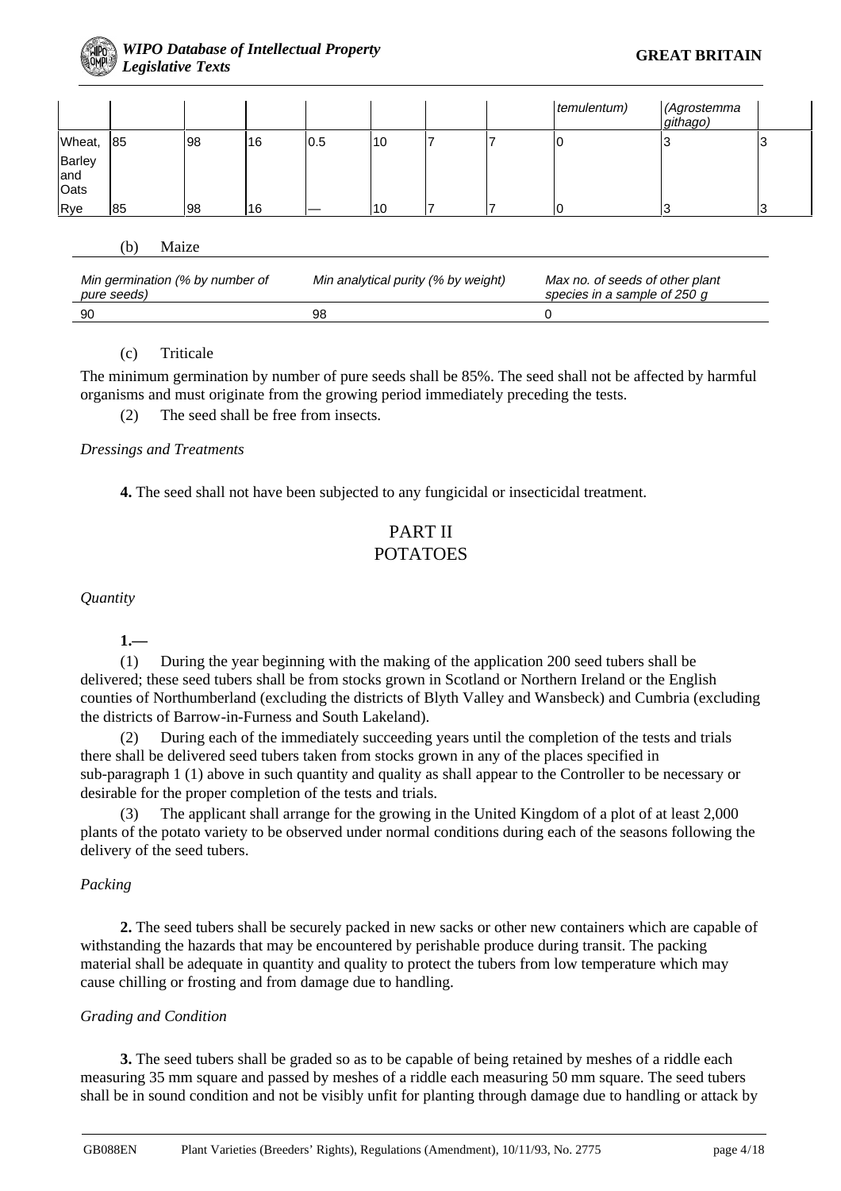| | | | | | | | | temulentum) | (Agrostemma githago) | |
|---|---|---|---|---|---|---|---|---|---|---|
| Wheat, Barley and Oats | 85 | 98 | 16 | 0.5 | 10 | 7 | 7 | 0 | 3 | 3 |
| Rye | 85 | 98 | 16 | — | 10 | 7 | 7 | 0 | 3 | 3 |

(b) Maize

| Min germination (% by number of pure seeds) | Min analytical purity (% by weight) | Max no. of seeds of other plant species in a sample of 250 g |
|---|---|---|
| 90 | 98 | 0 |

(c) Triticale

The minimum germination by number of pure seeds shall be 85%. The seed shall not be affected by harmful organisms and must originate from the growing period immediately preceding the tests.

(2) The seed shall be free from insects.

*Dressings and Treatments*

**4.** The seed shall not have been subjected to any fungicidal or insecticidal treatment.

## PART II
## POTATOES

*Quantity*

**1.—**

(1) During the year beginning with the making of the application 200 seed tubers shall be delivered; these seed tubers shall be from stocks grown in Scotland or Northern Ireland or the English counties of Northumberland (excluding the districts of Blyth Valley and Wansbeck) and Cumbria (excluding the districts of Barrow-in-Furness and South Lakeland).

(2) During each of the immediately succeeding years until the completion of the tests and trials there shall be delivered seed tubers taken from stocks grown in any of the places specified in sub-paragraph 1 (1) above in such quantity and quality as shall appear to the Controller to be necessary or desirable for the proper completion of the tests and trials.

(3) The applicant shall arrange for the growing in the United Kingdom of a plot of at least 2,000 plants of the potato variety to be observed under normal conditions during each of the seasons following the delivery of the seed tubers.

*Packing*

**2.** The seed tubers shall be securely packed in new sacks or other new containers which are capable of withstanding the hazards that may be encountered by perishable produce during transit. The packing material shall be adequate in quantity and quality to protect the tubers from low temperature which may cause chilling or frosting and from damage due to handling.

*Grading and Condition*

**3.** The seed tubers shall be graded so as to be capable of being retained by meshes of a riddle each measuring 35 mm square and passed by meshes of a riddle each measuring 50 mm square. The seed tubers shall be in sound condition and not be visibly unfit for planting through damage due to handling or attack by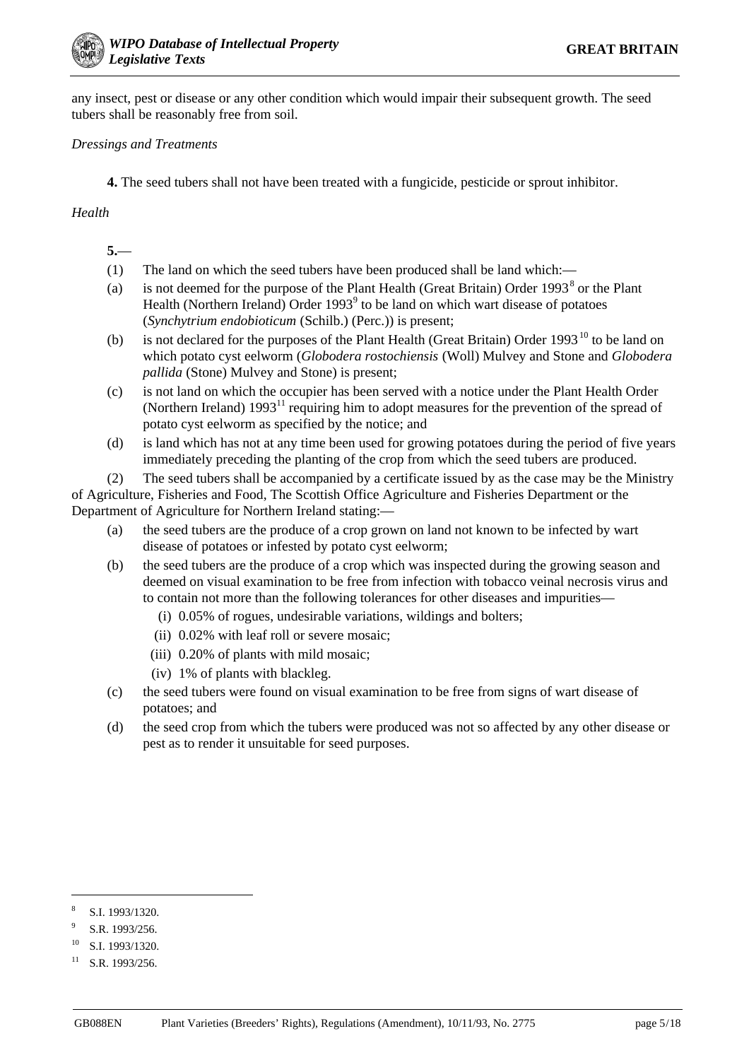any insect, pest or disease or any other condition which would impair their subsequent growth. The seed tubers shall be reasonably free from soil.

*Dressings and Treatments*

**4.** The seed tubers shall not have been treated with a fungicide, pesticide or sprout inhibitor.

*Health*

**5.**—

(1) The land on which the seed tubers have been produced shall be land which:—

(a) is not deemed for the purpose of the Plant Health (Great Britain) Order 1993[8] or the Plant Health (Northern Ireland) Order 1993[9] to be land on which wart disease of potatoes (*Synchytrium endobioticum* (Schilb.) (Perc.)) is present;

(b) is not declared for the purposes of the Plant Health (Great Britain) Order 1993[10] to be land on which potato cyst eelworm (*Globodera rostochiensis* (Woll) Mulvey and Stone and *Globodera pallida* (Stone) Mulvey and Stone) is present;

(c) is not land on which the occupier has been served with a notice under the Plant Health Order (Northern Ireland) 1993[11] requiring him to adopt measures for the prevention of the spread of potato cyst eelworm as specified by the notice; and

(d) is land which has not at any time been used for growing potatoes during the period of five years immediately preceding the planting of the crop from which the seed tubers are produced.

(2) The seed tubers shall be accompanied by a certificate issued by as the case may be the Ministry of Agriculture, Fisheries and Food, The Scottish Office Agriculture and Fisheries Department or the Department of Agriculture for Northern Ireland stating:—

(a) the seed tubers are the produce of a crop grown on land not known to be infected by wart disease of potatoes or infested by potato cyst eelworm;

(b) the seed tubers are the produce of a crop which was inspected during the growing season and deemed on visual examination to be free from infection with tobacco veinal necrosis virus and to contain not more than the following tolerances for other diseases and impurities—

(i) 0.05% of rogues, undesirable variations, wildings and bolters;

(ii) 0.02% with leaf roll or severe mosaic;

(iii) 0.20% of plants with mild mosaic;

(iv) 1% of plants with blackleg.

(c) the seed tubers were found on visual examination to be free from signs of wart disease of potatoes; and

(d) the seed crop from which the tubers were produced was not so affected by any other disease or pest as to render it unsuitable for seed purposes.

---

[8] S.I. 1993/1320.

[9] S.R. 1993/256.

[10] S.I. 1993/1320.

[11] S.R. 1993/256.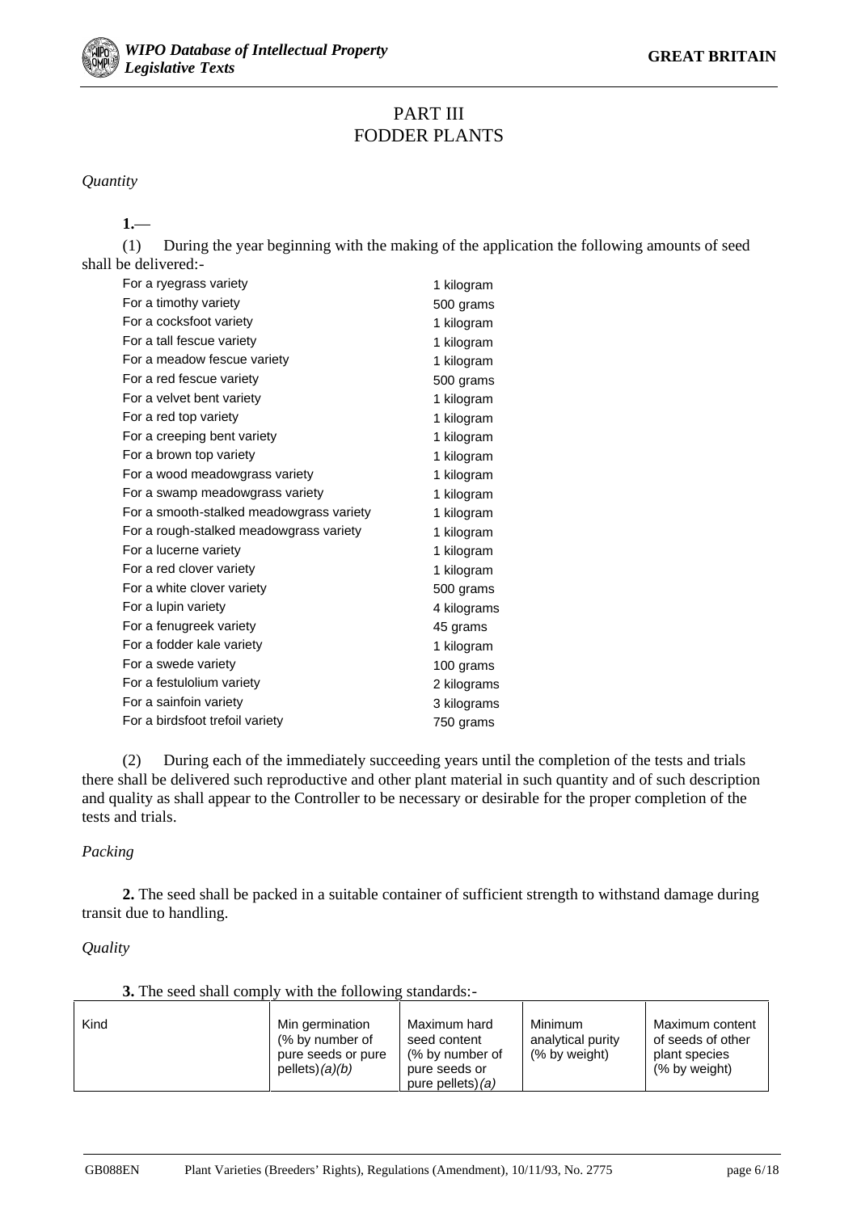# PART III
# FODDER PLANTS

*Quantity*

**1.**—

(1) During the year beginning with the making of the application the following amounts of seed shall be delivered:-

| | |
|---|---|
| For a ryegrass variety | 1 kilogram |
| For a timothy variety | 500 grams |
| For a cocksfoot variety | 1 kilogram |
| For a tall fescue variety | 1 kilogram |
| For a meadow fescue variety | 1 kilogram |
| For a red fescue variety | 500 grams |
| For a velvet bent variety | 1 kilogram |
| For a red top variety | 1 kilogram |
| For a creeping bent variety | 1 kilogram |
| For a brown top variety | 1 kilogram |
| For a wood meadowgrass variety | 1 kilogram |
| For a swamp meadowgrass variety | 1 kilogram |
| For a smooth-stalked meadowgrass variety | 1 kilogram |
| For a rough-stalked meadowgrass variety | 1 kilogram |
| For a lucerne variety | 1 kilogram |
| For a red clover variety | 1 kilogram |
| For a white clover variety | 500 grams |
| For a lupin variety | 4 kilograms |
| For a fenugreek variety | 45 grams |
| For a fodder kale variety | 1 kilogram |
| For a swede variety | 100 grams |
| For a festulolium variety | 2 kilograms |
| For a sainfoin variety | 3 kilograms |
| For a birdsfoot trefoil variety | 750 grams |

(2) During each of the immediately succeeding years until the completion of the tests and trials there shall be delivered such reproductive and other plant material in such quantity and of such description and quality as shall appear to the Controller to be necessary or desirable for the proper completion of the tests and trials.

*Packing*

**2.** The seed shall be packed in a suitable container of sufficient strength to withstand damage during transit due to handling.

*Quality*

**3.** The seed shall comply with the following standards:-

| Kind | Min germination (% by number of pure seeds or pure pellets)*(a)(b)* | Maximum hard seed content (% by number of pure seeds or pure pellets)*(a)* | Minimum analytical purity (% by weight) | Maximum content of seeds of other plant species (% by weight) |
|---|---|---|---|---|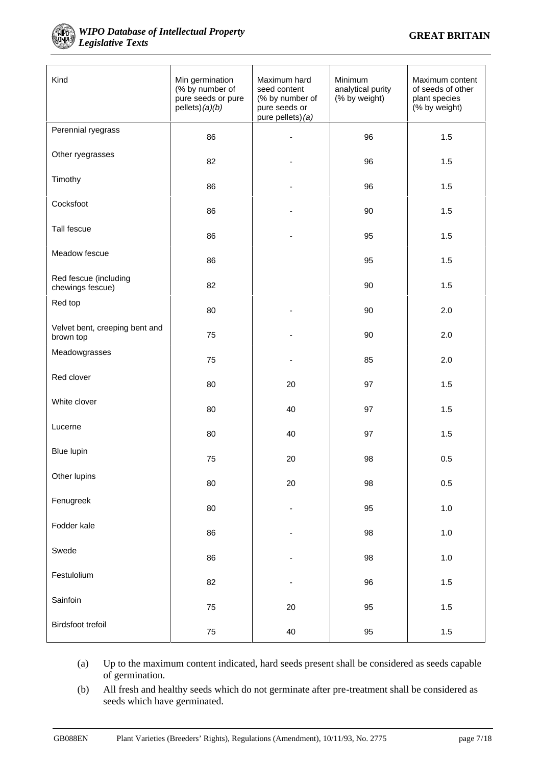| Kind | Min germination (% by number of pure seeds or pure pellets) *(a)(b)* | Maximum hard seed content (% by number of pure seeds or pure pellets) *(a)* | Minimum analytical purity (% by weight) | Maximum content of seeds of other plant species (% by weight) |
|---|---|---|---|---|
| Perennial ryegrass | 86 | - | 96 | 1.5 |
| Other ryegrasses | 82 | - | 96 | 1.5 |
| Timothy | 86 | - | 96 | 1.5 |
| Cocksfoot | 86 | - | 90 | 1.5 |
| Tall fescue | 86 | - | 95 | 1.5 |
| Meadow fescue | 86 | | 95 | 1.5 |
| Red fescue (including chewings fescue) | 82 | | 90 | 1.5 |
| Red top | 80 | - | 90 | 2.0 |
| Velvet bent, creeping bent and brown top | 75 | - | 90 | 2.0 |
| Meadowgrasses | 75 | - | 85 | 2.0 |
| Red clover | 80 | 20 | 97 | 1.5 |
| White clover | 80 | 40 | 97 | 1.5 |
| Lucerne | 80 | 40 | 97 | 1.5 |
| Blue lupin | 75 | 20 | 98 | 0.5 |
| Other lupins | 80 | 20 | 98 | 0.5 |
| Fenugreek | 80 | - | 95 | 1.0 |
| Fodder kale | 86 | - | 98 | 1.0 |
| Swede | 86 | - | 98 | 1.0 |
| Festulolium | 82 | - | 96 | 1.5 |
| Sainfoin | 75 | 20 | 95 | 1.5 |
| Birdsfoot trefoil | 75 | 40 | 95 | 1.5 |

(a) Up to the maximum content indicated, hard seeds present shall be considered as seeds capable of germination.

(b) All fresh and healthy seeds which do not germinate after pre-treatment shall be considered as seeds which have germinated.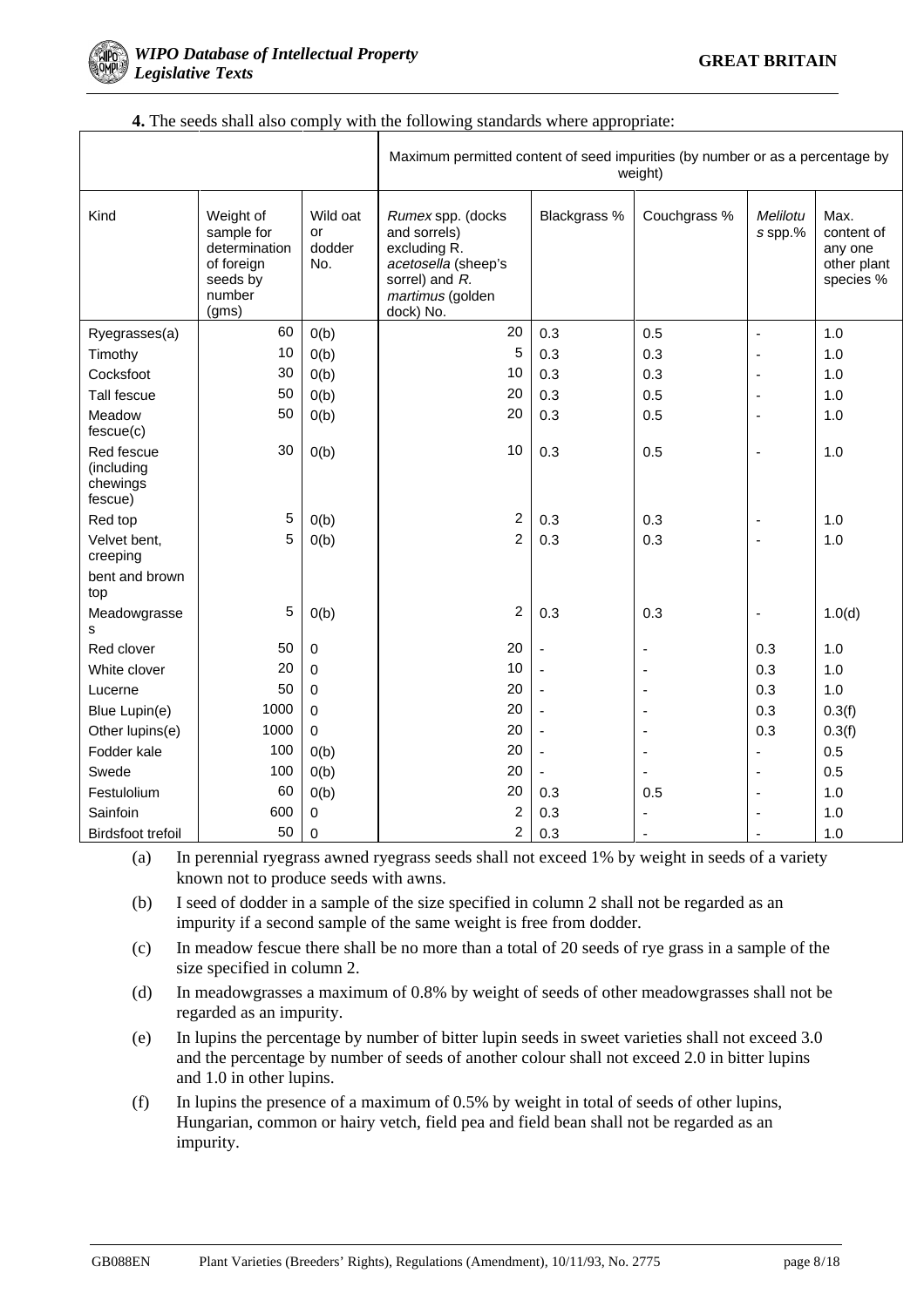**4.** The seeds shall also comply with the following standards where appropriate:

| | | | Maximum permitted content of seed impurities (by number or as a percentage by weight) | | | | |
|---|---|---|---|---|---|---|---|
| Kind | Weight of sample for determination of foreign seeds by number (gms) | Wild oat or dodder No. | *Rumex* spp. (docks and sorrels) excluding R. *acetosella* (sheep's sorrel) and *R. martimus* (golden dock) No. | Blackgrass % | Couchgrass % | *Melilotus* spp.% | Max. content of any one other plant species % |
| Ryegrasses(a) | 60 | 0(b) | 20 | 0.3 | 0.5 | - | 1.0 |
| Timothy | 10 | 0(b) | 5 | 0.3 | 0.3 | - | 1.0 |
| Cocksfoot | 30 | 0(b) | 10 | 0.3 | 0.3 | - | 1.0 |
| Tall fescue | 50 | 0(b) | 20 | 0.3 | 0.5 | - | 1.0 |
| Meadow fescue(c) | 50 | 0(b) | 20 | 0.3 | 0.5 | - | 1.0 |
| Red fescue (including chewings fescue) | 30 | 0(b) | 10 | 0.3 | 0.5 | - | 1.0 |
| Red top | 5 | 0(b) | 2 | 0.3 | 0.3 | - | 1.0 |
| Velvet bent, creeping bent and brown top | 5 | 0(b) | 2 | 0.3 | 0.3 | - | 1.0 |
| Meadowgrasses | 5 | 0(b) | 2 | 0.3 | 0.3 | - | 1.0(d) |
| Red clover | 50 | 0 | 20 | - | - | 0.3 | 1.0 |
| White clover | 20 | 0 | 10 | - | - | 0.3 | 1.0 |
| Lucerne | 50 | 0 | 20 | - | - | 0.3 | 1.0 |
| Blue Lupin(e) | 1000 | 0 | 20 | - | - | 0.3 | 0.3(f) |
| Other lupins(e) | 1000 | 0 | 20 | - | - | 0.3 | 0.3(f) |
| Fodder kale | 100 | 0(b) | 20 | - | - | - | 0.5 |
| Swede | 100 | 0(b) | 20 | - | - | - | 0.5 |
| Festulolium | 60 | 0(b) | 20 | 0.3 | 0.5 | - | 1.0 |
| Sainfoin | 600 | 0 | 2 | 0.3 | - | - | 1.0 |
| Birdsfoot trefoil | 50 | 0 | 2 | 0.3 | - | - | 1.0 |

(a) In perennial ryegrass awned ryegrass seeds shall not exceed 1% by weight in seeds of a variety known not to produce seeds with awns.

(b) I seed of dodder in a sample of the size specified in column 2 shall not be regarded as an impurity if a second sample of the same weight is free from dodder.

(c) In meadow fescue there shall be no more than a total of 20 seeds of rye grass in a sample of the size specified in column 2.

(d) In meadowgrasses a maximum of 0.8% by weight of seeds of other meadowgrasses shall not be regarded as an impurity.

(e) In lupins the percentage by number of bitter lupin seeds in sweet varieties shall not exceed 3.0 and the percentage by number of seeds of another colour shall not exceed 2.0 in bitter lupins and 1.0 in other lupins.

(f) In lupins the presence of a maximum of 0.5% by weight in total of seeds of other lupins, Hungarian, common or hairy vetch, field pea and field bean shall not be regarded as an impurity.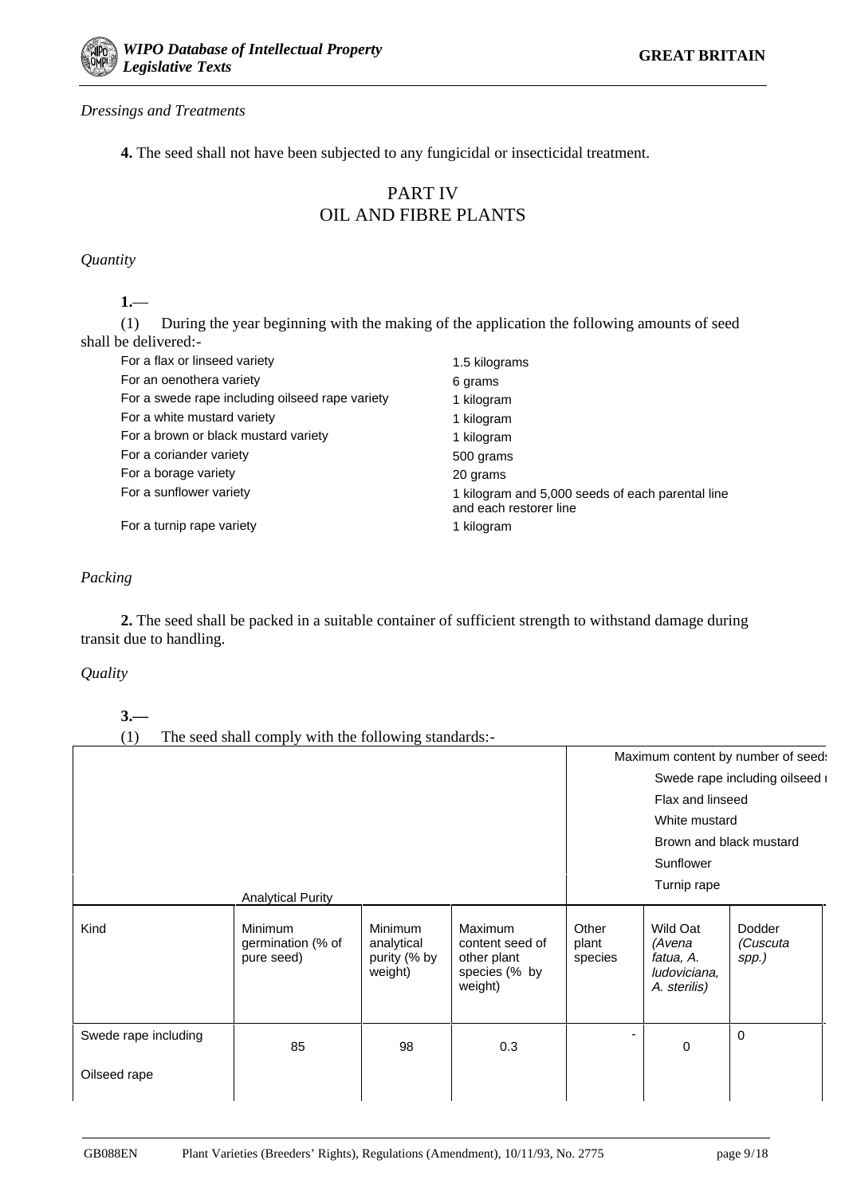*Dressings and Treatments*

**4.** The seed shall not have been subjected to any fungicidal or insecticidal treatment.

## PART IV
## OIL AND FIBRE PLANTS

*Quantity*

**1.**—

(1) During the year beginning with the making of the application the following amounts of seed shall be delivered:-

| | |
|---|---|
| For a flax or linseed variety | 1.5 kilograms |
| For an oenothera variety | 6 grams |
| For a swede rape including oilseed rape variety | 1 kilogram |
| For a white mustard variety | 1 kilogram |
| For a brown or black mustard variety | 1 kilogram |
| For a coriander variety | 500 grams |
| For a borage variety | 20 grams |
| For a sunflower variety | 1 kilogram and 5,000 seeds of each parental line and each restorer line |
| For a turnip rape variety | 1 kilogram |

*Packing*

**2.** The seed shall be packed in a suitable container of sufficient strength to withstand damage during transit due to handling.

*Quality*

**3.—**

(1) The seed shall comply with the following standards:-

| | Analytical Purity | | | Maximum content by number of seeds Swede rape including oilseed r Flax and linseed White mustard Brown and black mustard Sunflower Turnip rape | | |
|---|---|---|---|---|---|---|
| Kind | Minimum germination (% of pure seed) | Minimum analytical purity (% by weight) | Maximum content seed of other plant species (% by weight) | Other plant species | Wild Oat *(Avena fatua, A. ludoviciana, A. sterilis)* | Dodder *(Cuscuta spp.)* |
| Swede rape including Oilseed rape | 85 | 98 | 0.3 | - | 0 | 0 |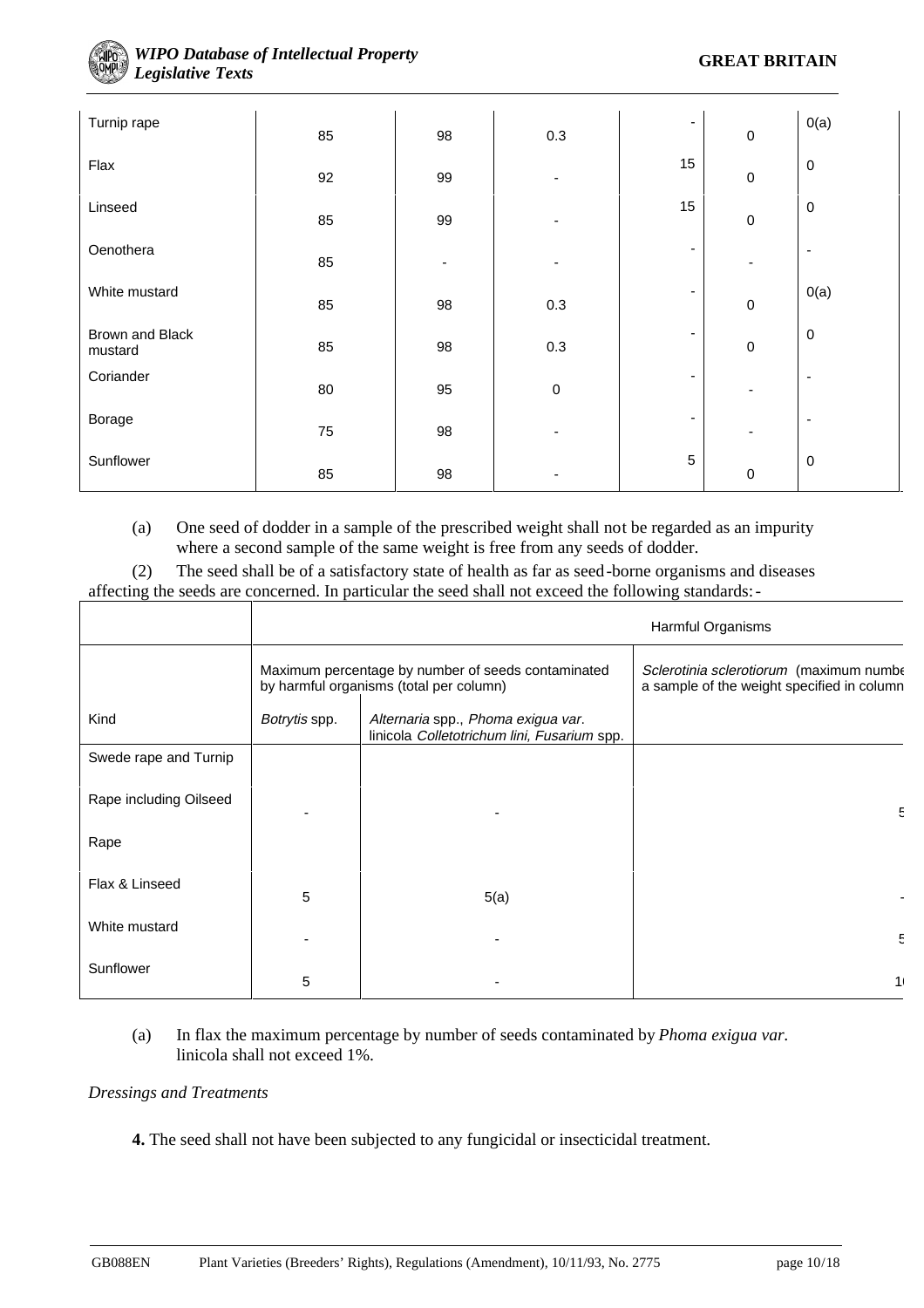| | | | | | | |
|---|---|---|---|---|---|---|
| Turnip rape | 85 | 98 | 0.3 | - | 0 | 0(a) |
| Flax | 92 | 99 | - | 15 | 0 | 0 |
| Linseed | 85 | 99 | - | 15 | 0 | 0 |
| Oenothera | 85 | - | - | - | - | - |
| White mustard | 85 | 98 | 0.3 | - | 0 | 0(a) |
| Brown and Black mustard | 85 | 98 | 0.3 | - | 0 | 0 |
| Coriander | 80 | 95 | 0 | - | - | - |
| Borage | 75 | 98 | - | - | - | - |
| Sunflower | 85 | 98 | - | 5 | 0 | 0 |

(a) One seed of dodder in a sample of the prescribed weight shall not be regarded as an impurity where a second sample of the same weight is free from any seeds of dodder.

(2) The seed shall be of a satisfactory state of health as far as seed-borne organisms and diseases affecting the seeds are concerned. In particular the seed shall not exceed the following standards:-

| | Harmful Organisms | | |
|---|---|---|---|
| | Maximum percentage by number of seeds contaminated by harmful organisms (total per column) | | *Sclerotinia sclerotiorum* (maximum numbe a sample of the weight specified in column |
| Kind | *Botrytis* spp. | *Alternaria* spp., *Phoma exigua var.* linicola *Colletotrichum lini, Fusarium* spp. | |
| Swede rape and Turnip Rape including Oilseed Rape | - | - | 5 |
| Flax & Linseed | 5 | 5(a) | - |
| White mustard | - | - | 5 |
| Sunflower | 5 | - | 1( |

(a) In flax the maximum percentage by number of seeds contaminated by *Phoma exigua var.* linicola shall not exceed 1%.

*Dressings and Treatments*

**4.** The seed shall not have been subjected to any fungicidal or insecticidal treatment.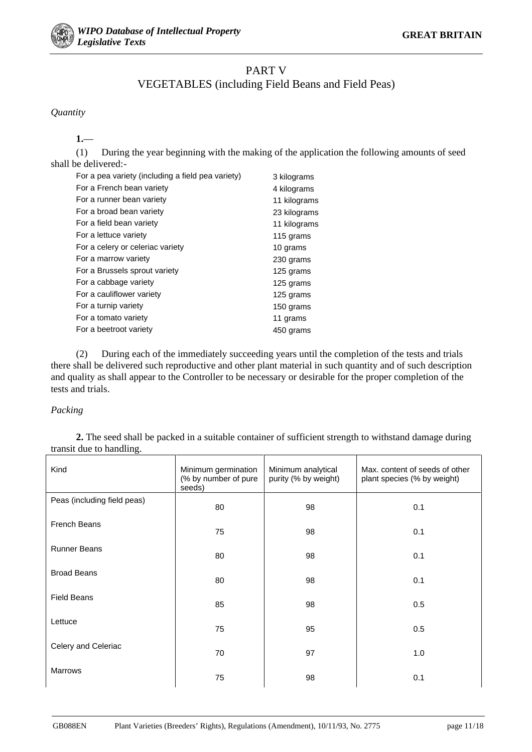# PART V
## VEGETABLES (including Field Beans and Field Peas)

*Quantity*

**1.**—

(1) During the year beginning with the making of the application the following amounts of seed shall be delivered:-

| | |
|---|---|
| For a pea variety (including a field pea variety) | 3 kilograms |
| For a French bean variety | 4 kilograms |
| For a runner bean variety | 11 kilograms |
| For a broad bean variety | 23 kilograms |
| For a field bean variety | 11 kilograms |
| For a lettuce variety | 115 grams |
| For a celery or celeriac variety | 10 grams |
| For a marrow variety | 230 grams |
| For a Brussels sprout variety | 125 grams |
| For a cabbage variety | 125 grams |
| For a cauliflower variety | 125 grams |
| For a turnip variety | 150 grams |
| For a tomato variety | 11 grams |
| For a beetroot variety | 450 grams |

(2) During each of the immediately succeeding years until the completion of the tests and trials there shall be delivered such reproductive and other plant material in such quantity and of such description and quality as shall appear to the Controller to be necessary or desirable for the proper completion of the tests and trials.

*Packing*

**2.** The seed shall be packed in a suitable container of sufficient strength to withstand damage during transit due to handling.

| Kind | Minimum germination (% by number of pure seeds) | Minimum analytical purity (% by weight) | Max. content of seeds of other plant species (% by weight) |
|---|---|---|---|
| Peas (including field peas) | 80 | 98 | 0.1 |
| French Beans | 75 | 98 | 0.1 |
| Runner Beans | 80 | 98 | 0.1 |
| Broad Beans | 80 | 98 | 0.1 |
| Field Beans | 85 | 98 | 0.5 |
| Lettuce | 75 | 95 | 0.5 |
| Celery and Celeriac | 70 | 97 | 1.0 |
| Marrows | 75 | 98 | 0.1 |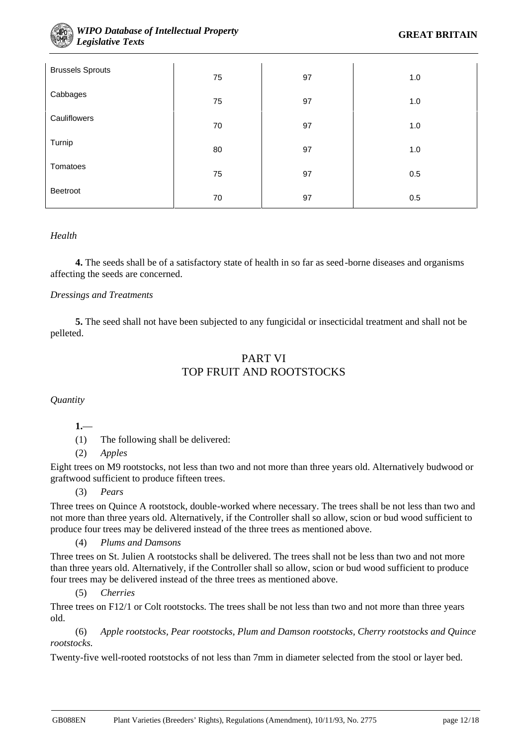| | | | |
|---|---|---|---|
| Brussels Sprouts | 75 | 97 | 1.0 |
| Cabbages | 75 | 97 | 1.0 |
| Cauliflowers | 70 | 97 | 1.0 |
| Turnip | 80 | 97 | 1.0 |
| Tomatoes | 75 | 97 | 0.5 |
| Beetroot | 70 | 97 | 0.5 |

*Health*

**4.** The seeds shall be of a satisfactory state of health in so far as seed-borne diseases and organisms affecting the seeds are concerned.

*Dressings and Treatments*

**5.** The seed shall not have been subjected to any fungicidal or insecticidal treatment and shall not be pelleted.

## PART VI
## TOP FRUIT AND ROOTSTOCKS

*Quantity*

**1.**—

(1) The following shall be delivered:

(2) *Apples*

Eight trees on M9 rootstocks, not less than two and not more than three years old. Alternatively budwood or graftwood sufficient to produce fifteen trees.

(3) *Pears*

Three trees on Quince A rootstock, double-worked where necessary. The trees shall be not less than two and not more than three years old. Alternatively, if the Controller shall so allow, scion or bud wood sufficient to produce four trees may be delivered instead of the three trees as mentioned above.

(4) *Plums and Damsons*

Three trees on St. Julien A rootstocks shall be delivered. The trees shall not be less than two and not more than three years old. Alternatively, if the Controller shall so allow, scion or bud wood sufficient to produce four trees may be delivered instead of the three trees as mentioned above.

(5) *Cherries*

Three trees on F12/1 or Colt rootstocks. The trees shall be not less than two and not more than three years old.

(6) *Apple rootstocks, Pear rootstocks, Plum and Damson rootstocks, Cherry rootstocks and Quince rootstocks.*

Twenty-five well-rooted rootstocks of not less than 7mm in diameter selected from the stool or layer bed.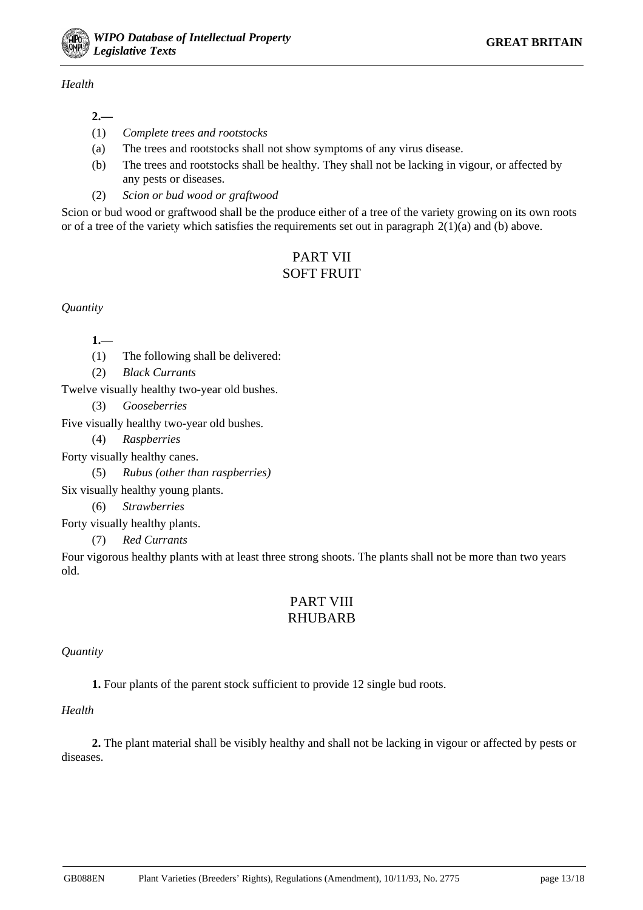*Health*

**2.—**

(1) *Complete trees and rootstocks*

(a) The trees and rootstocks shall not show symptoms of any virus disease.

(b) The trees and rootstocks shall be healthy. They shall not be lacking in vigour, or affected by any pests or diseases.

(2) *Scion or bud wood or graftwood*

Scion or bud wood or graftwood shall be the produce either of a tree of the variety growing on its own roots or of a tree of the variety which satisfies the requirements set out in paragraph 2(1)(a) and (b) above.

## PART VII
## SOFT FRUIT

*Quantity*

**1.**—

(1) The following shall be delivered:

(2) *Black Currants*

Twelve visually healthy two-year old bushes.

(3) *Gooseberries*

Five visually healthy two-year old bushes.

(4) *Raspberries*

Forty visually healthy canes.

(5) *Rubus (other than raspberries)*

Six visually healthy young plants.

(6) *Strawberries*

Forty visually healthy plants.

(7) *Red Currants*

Four vigorous healthy plants with at least three strong shoots. The plants shall not be more than two years old.

## PART VIII
## RHUBARB

*Quantity*

**1.** Four plants of the parent stock sufficient to provide 12 single bud roots.

*Health*

**2.** The plant material shall be visibly healthy and shall not be lacking in vigour or affected by pests or diseases.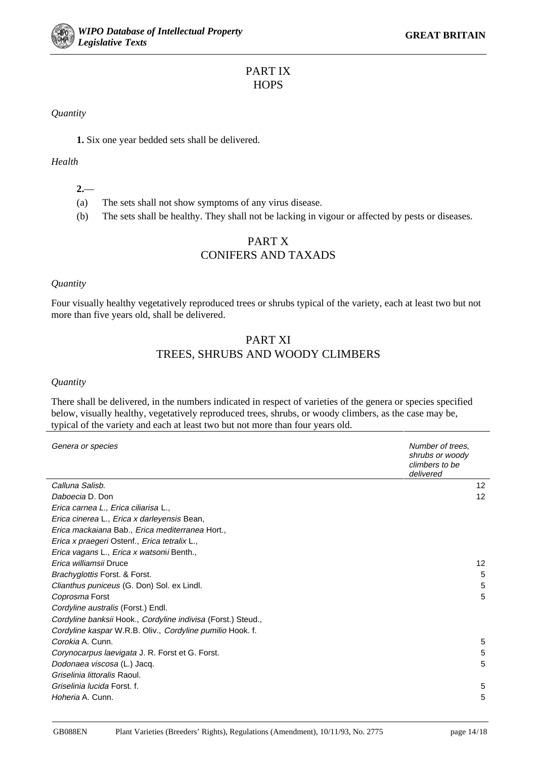## PART IX
## HOPS

*Quantity*

**1.** Six one year bedded sets shall be delivered.

*Health*

**2.**—

(a) The sets shall not show symptoms of any virus disease.

(b) The sets shall be healthy. They shall not be lacking in vigour or affected by pests or diseases.

## PART X
## CONIFERS AND TAXADS

*Quantity*

Four visually healthy vegetatively reproduced trees or shrubs typical of the variety, each at least two but not more than five years old, shall be delivered.

## PART XI
## TREES, SHRUBS AND WOODY CLIMBERS

*Quantity*

There shall be delivered, in the numbers indicated in respect of varieties of the genera or species specified below, visually healthy, vegetatively reproduced trees, shrubs, or woody climbers, as the case may be, typical of the variety and each at least two but not more than four years old.

| *Genera or species* | *Number of trees, shrubs or woody climbers to be delivered* |
|---|---|
| *Calluna* Salisb. | 12 |
| *Daboecia* D. Don | 12 |
| *Erica carnea L., Erica ciliarisa* L., *Erica cinerea* L., *Erica x darleyensis* Bean, *Erica mackaiana* Bab., *Erica mediterranea* Hort., *Erica x praegeri* Ostenf., *Erica tetralix* L., *Erica vagans* L., *Erica x watsonii* Benth., *Erica williamsii* Druce | 12 |
| *Brachyglottis* Forst. & Forst. | 5 |
| *Clianthus puniceus* (G. Don) Sol. ex Lindl. | 5 |
| *Coprosma* Forst | 5 |
| *Cordyline australis* (Forst.) Endl. *Cordyline banksii* Hook., *Cordyline indivisa* (Forst.) Steud., *Cordyline kaspar* W.R.B. Oliv., *Cordyline pumilio* Hook. f. *Corokia* A. Cunn. | 5 |
| *Corynocarpus laevigata* J. R. Forst et G. Forst. | 5 |
| *Dodonaea viscosa* (L.) Jacq. | 5 |
| *Griselinia littoralis* Raoul. *Griselinia lucida* Forst. f. | 5 |
| *Hoheria* A. Cunn. | 5 |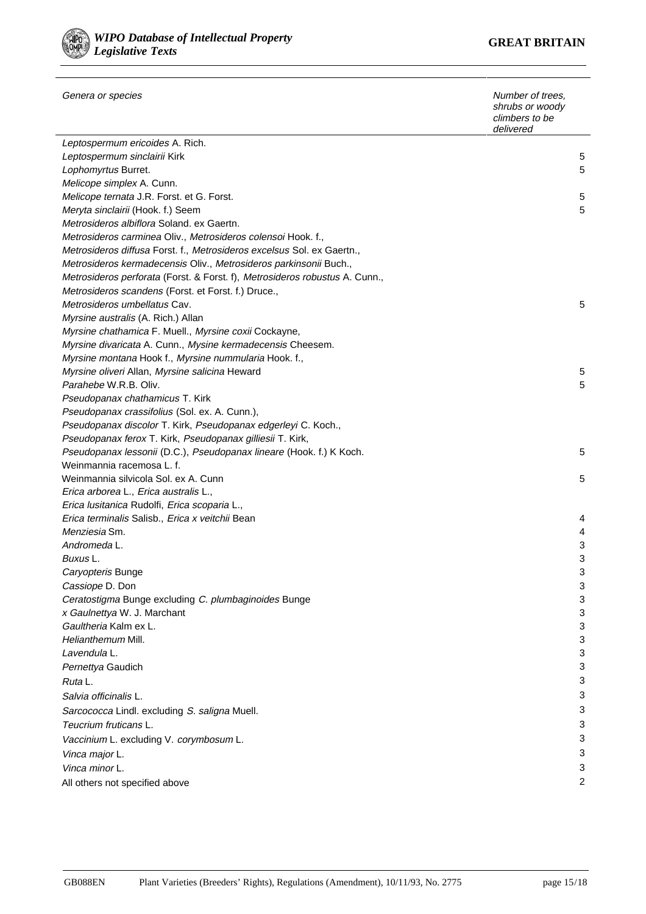| Genera or species | Number of trees, shrubs or woody climbers to be delivered |
|---|---|
| *Leptospermum ericoides* A. Rich. | |
| *Leptospermum sinclairii* Kirk | 5 |
| *Lophomyrtus* Burret. | 5 |
| *Melicope simplex* A. Cunn. | |
| *Melicope ternata* J.R. Forst. et G. Forst. | 5 |
| *Meryta sinclairii* (Hook. f.) Seem | 5 |
| *Metrosideros albiflora* Soland. ex Gaertn. | |
| *Metrosideros carminea* Oliv., *Metrosideros colensoi* Hook. f., | |
| *Metrosideros diffusa* Forst. f., *Metrosideros excelsus* Sol. ex Gaertn., | |
| *Metrosideros kermadecensis* Oliv., *Metrosideros parkinsonii* Buch., | |
| *Metrosideros perforata* (Forst. & Forst. f), *Metrosideros robustus* A. Cunn., | |
| *Metrosideros scandens* (Forst. et Forst. f.) Druce., | |
| *Metrosideros umbellatus* Cav. | 5 |
| *Myrsine australis* (A. Rich.) Allan | |
| *Myrsine chathamica* F. Muell., *Myrsine coxii* Cockayne, | |
| *Myrsine divaricata* A. Cunn., *Mysine kermadecensis* Cheesem. | |
| *Myrsine montana* Hook f., *Myrsine nummularia* Hook. f., | |
| *Myrsine oliveri* Allan, *Myrsine salicina* Heward | 5 |
| *Parahebe* W.R.B. Oliv. | 5 |
| *Pseudopanax chathamicus* T. Kirk | |
| *Pseudopanax crassifolius* (Sol. ex. A. Cunn.), | |
| *Pseudopanax discolor* T. Kirk, *Pseudopanax edgerleyi* C. Koch., | |
| *Pseudopanax ferox* T. Kirk, *Pseudopanax gilliesii* T. Kirk, | |
| *Pseudopanax lessonii* (D.C.), *Pseudopanax lineare* (Hook. f.) K Koch. | 5 |
| Weinmannia racemosa L. f. | |
| Weinmannia silvicola Sol. ex A. Cunn | 5 |
| *Erica arborea* L., *Erica australis* L., | |
| *Erica lusitanica* Rudolfi, *Erica scoparia* L., | |
| *Erica terminalis* Salisb., *Erica x veitchii* Bean | 4 |
| *Menziesia* Sm. | 4 |
| *Andromeda* L. | 3 |
| *Buxus* L. | 3 |
| *Caryopteris* Bunge | 3 |
| *Cassiope* D. Don | 3 |
| *Ceratostigma* Bunge excluding *C. plumbaginoides* Bunge | 3 |
| *x Gaulnettya* W. J. Marchant | 3 |
| *Gaultheria* Kalm ex L. | 3 |
| *Helianthemum* Mill. | 3 |
| *Lavendula* L. | 3 |
| *Pernettya* Gaudich | 3 |
| *Ruta* L. | 3 |
| *Salvia officinalis* L. | 3 |
| *Sarcococca* Lindl. excluding *S. saligna* Muell. | 3 |
| *Teucrium fruticans* L. | 3 |
| *Vaccinium* L. excluding V. *corymbosum* L. | 3 |
| *Vinca major* L. | 3 |
| *Vinca minor* L. | 3 |
| All others not specified above | 2 |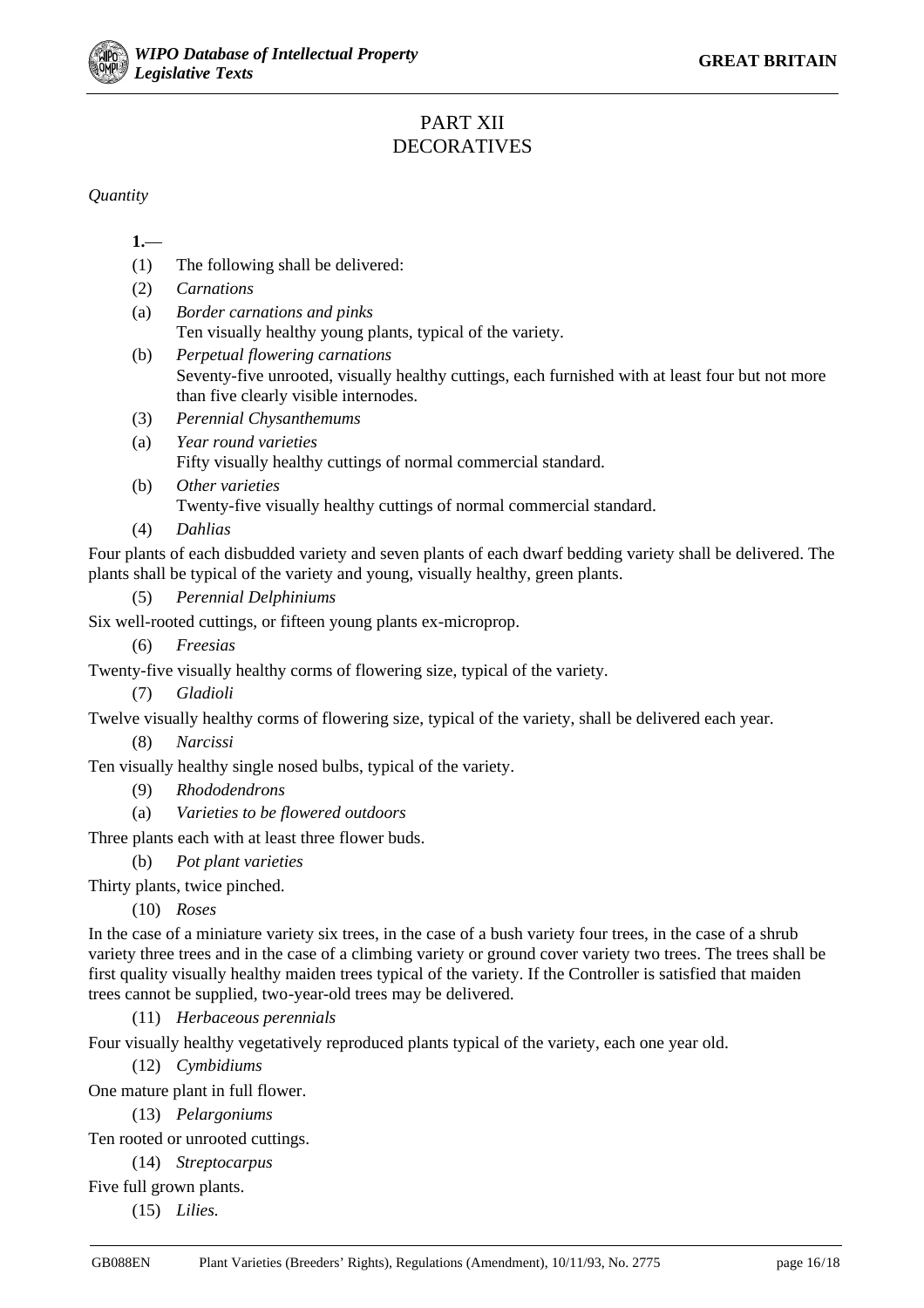# PART XII
# DECORATIVES

*Quantity*

**1.**—

(1) The following shall be delivered:

(2) *Carnations*

(a) *Border carnations and pinks*
Ten visually healthy young plants, typical of the variety.

(b) *Perpetual flowering carnations*
Seventy-five unrooted, visually healthy cuttings, each furnished with at least four but not more than five clearly visible internodes.

(3) *Perennial Chysanthemums*

(a) *Year round varieties*
Fifty visually healthy cuttings of normal commercial standard.

(b) *Other varieties*
Twenty-five visually healthy cuttings of normal commercial standard.

(4) *Dahlias*

Four plants of each disbudded variety and seven plants of each dwarf bedding variety shall be delivered. The plants shall be typical of the variety and young, visually healthy, green plants.

(5) *Perennial Delphiniums*

Six well-rooted cuttings, or fifteen young plants ex-microprop.

(6) *Freesias*

Twenty-five visually healthy corms of flowering size, typical of the variety.

(7) *Gladioli*

Twelve visually healthy corms of flowering size, typical of the variety, shall be delivered each year.

(8) *Narcissi*

Ten visually healthy single nosed bulbs, typical of the variety.

(9) *Rhododendrons*

(a) *Varieties to be flowered outdoors*

Three plants each with at least three flower buds.

(b) *Pot plant varieties*

Thirty plants, twice pinched.

(10) *Roses*

In the case of a miniature variety six trees, in the case of a bush variety four trees, in the case of a shrub variety three trees and in the case of a climbing variety or ground cover variety two trees. The trees shall be first quality visually healthy maiden trees typical of the variety. If the Controller is satisfied that maiden trees cannot be supplied, two-year-old trees may be delivered.

(11) *Herbaceous perennials*

Four visually healthy vegetatively reproduced plants typical of the variety, each one year old.

(12) *Cymbidiums*

One mature plant in full flower.

(13) *Pelargoniums*

Ten rooted or unrooted cuttings.

(14) *Streptocarpus*

Five full grown plants.

(15) *Lilies.*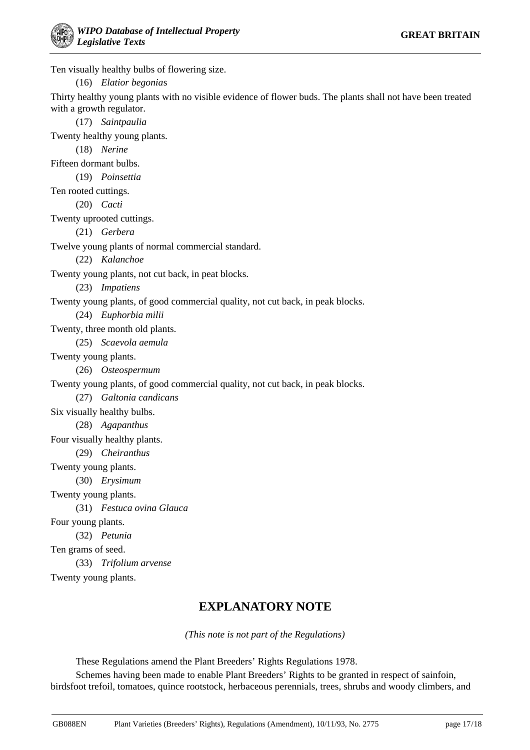Ten visually healthy bulbs of flowering size.

(16) *Elatior begonia*s

Thirty healthy young plants with no visible evidence of flower buds. The plants shall not have been treated with a growth regulator.

(17) *Saintpaulia*

Twenty healthy young plants.

(18) *Nerine*

Fifteen dormant bulbs.

(19) *Poinsettia*

Ten rooted cuttings.

(20) *Cacti*

Twenty uprooted cuttings.

(21) *Gerbera*

Twelve young plants of normal commercial standard.

(22) *Kalanchoe*

Twenty young plants, not cut back, in peat blocks.

(23) *Impatiens*

Twenty young plants, of good commercial quality, not cut back, in peak blocks.

(24) *Euphorbia milii*

Twenty, three month old plants.

(25) *Scaevola aemula*

Twenty young plants.

(26) *Osteospermum*

Twenty young plants, of good commercial quality, not cut back, in peak blocks.

(27) *Galtonia candicans*

Six visually healthy bulbs.

(28) *Agapanthus*

Four visually healthy plants.

(29) *Cheiranthus*

Twenty young plants.

(30) *Erysimum*

Twenty young plants.

(31) *Festuca ovina Glauca*

Four young plants.

(32) *Petunia*

Ten grams of seed.

(33) *Trifolium arvense*

Twenty young plants.

## EXPLANATORY NOTE

*(This note is not part of the Regulations)*

These Regulations amend the Plant Breeders' Rights Regulations 1978.

Schemes having been made to enable Plant Breeders' Rights to be granted in respect of sainfoin, birdsfoot trefoil, tomatoes, quince rootstock, herbaceous perennials, trees, shrubs and woody climbers, and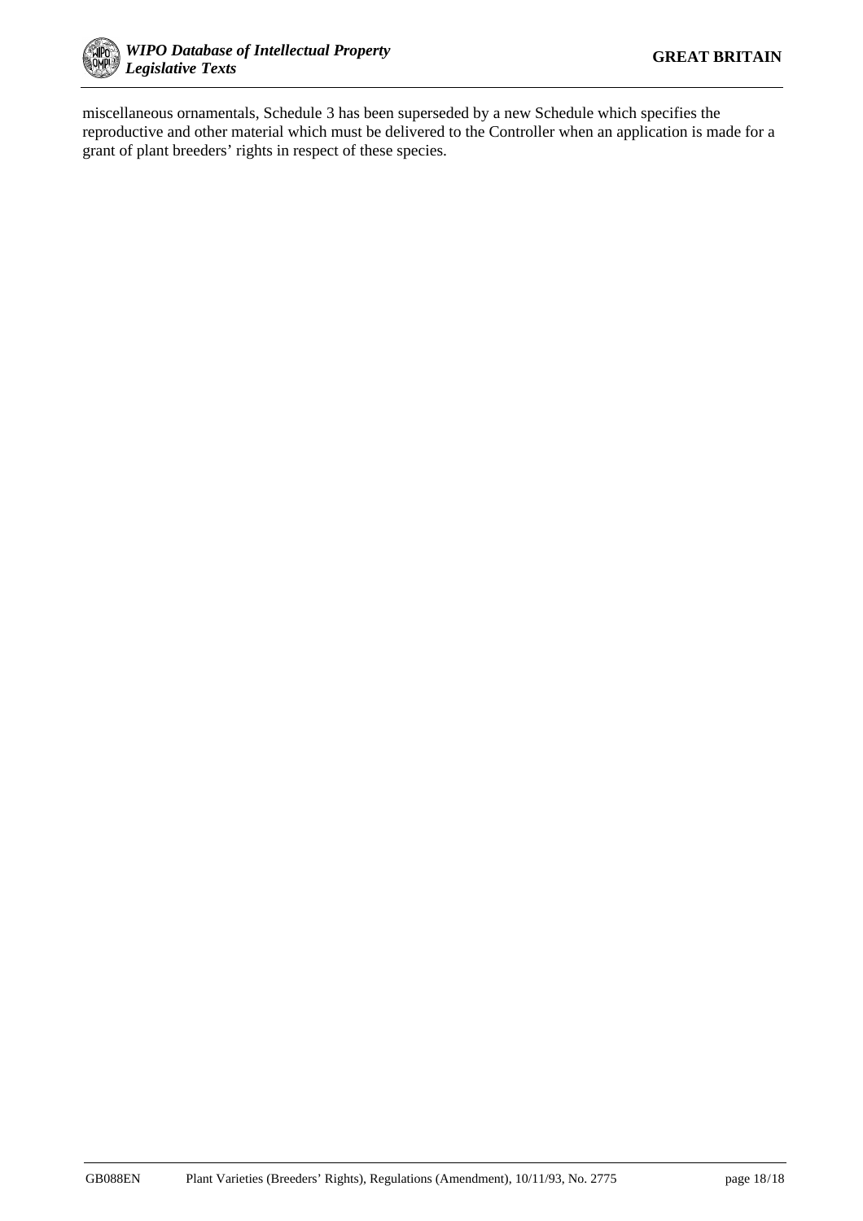miscellaneous ornamentals, Schedule 3 has been superseded by a new Schedule which specifies the reproductive and other material which must be delivered to the Controller when an application is made for a grant of plant breeders' rights in respect of these species.